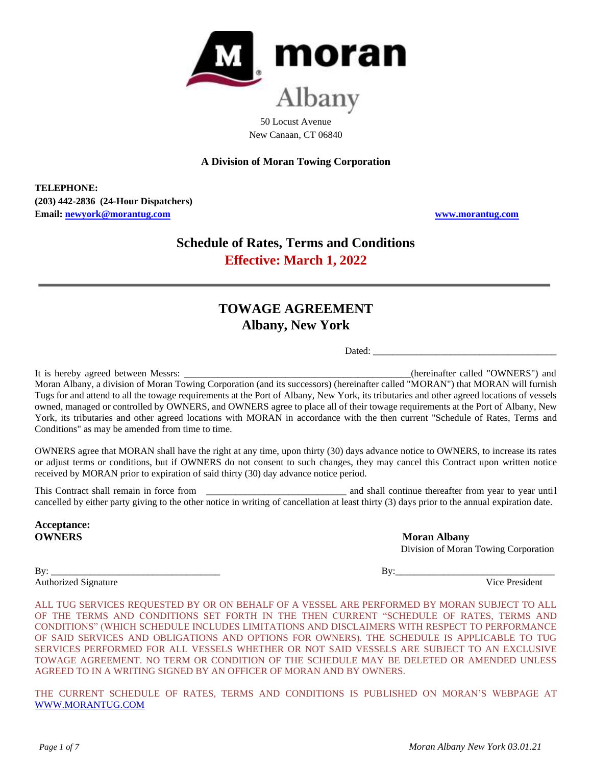moran

Albany

50 Locust Avenue
New Canaan, CT 06840

**A Division of Moran Towing Corporation**

**TELEPHONE:**
**(203) 442-2836 (24-Hour Dispatchers)**
**Email: newyork@morantug.com**

**www.morantug.com**

## Schedule of Rates, Terms and Conditions

## Effective: March 1, 2022

---

# TOWAGE AGREEMENT
## Albany, New York

Dated: _____________________________________

It is hereby agreed between Messrs: _______________________________________________(hereinafter called "OWNERS") and Moran Albany, a division of Moran Towing Corporation (and its successors) (hereinafter called "MORAN") that MORAN will furnish Tugs for and attend to all the towage requirements at the Port of Albany, New York, its tributaries and other agreed locations of vessels owned, managed or controlled by OWNERS, and OWNERS agree to place all of their towage requirements at the Port of Albany, New York, its tributaries and other agreed locations with MORAN in accordance with the then current "Schedule of Rates, Terms and Conditions" as may be amended from time to time.

OWNERS agree that MORAN shall have the right at any time, upon thirty (30) days advance notice to OWNERS, to increase its rates or adjust terms or conditions, but if OWNERS do not consent to such changes, they may cancel this Contract upon written notice received by MORAN prior to expiration of said thirty (30) day advance notice period.

This Contract shall remain in force from ____________________________ and shall continue thereafter from year to year until cancelled by either party giving to the other notice in writing of cancellation at least thirty (3) days prior to the annual expiration date.

**Acceptance:**

**OWNERS**

By: __________________________________
Authorized Signature

**Moran Albany**
Division of Moran Towing Corporation

By:________________________________
Vice President

ALL TUG SERVICES REQUESTED BY OR ON BEHALF OF A VESSEL ARE PERFORMED BY MORAN SUBJECT TO ALL OF THE TERMS AND CONDITIONS SET FORTH IN THE THEN CURRENT "SCHEDULE OF RATES, TERMS AND CONDITIONS" (WHICH SCHEDULE INCLUDES LIMITATIONS AND DISCLAIMERS WITH RESPECT TO PERFORMANCE OF SAID SERVICES AND OBLIGATIONS AND OPTIONS FOR OWNERS). THE SCHEDULE IS APPLICABLE TO TUG SERVICES PERFORMED FOR ALL VESSELS WHETHER OR NOT SAID VESSELS ARE SUBJECT TO AN EXCLUSIVE TOWAGE AGREEMENT. NO TERM OR CONDITION OF THE SCHEDULE MAY BE DELETED OR AMENDED UNLESS AGREED TO IN A WRITING SIGNED BY AN OFFICER OF MORAN AND BY OWNERS.

THE CURRENT SCHEDULE OF RATES, TERMS AND CONDITIONS IS PUBLISHED ON MORAN'S WEBPAGE AT WWW.MORANTUG.COM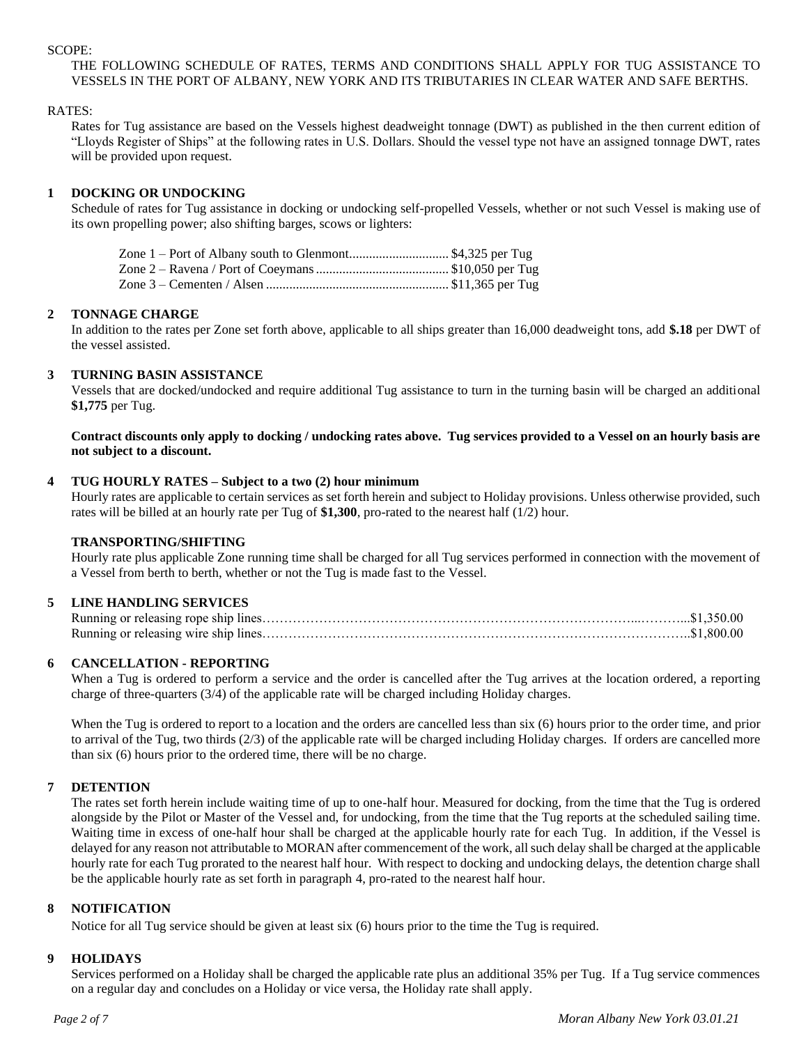SCOPE:

THE FOLLOWING SCHEDULE OF RATES, TERMS AND CONDITIONS SHALL APPLY FOR TUG ASSISTANCE TO VESSELS IN THE PORT OF ALBANY, NEW YORK AND ITS TRIBUTARIES IN CLEAR WATER AND SAFE BERTHS.

RATES:

Rates for Tug assistance are based on the Vessels highest deadweight tonnage (DWT) as published in the then current edition of "Lloyds Register of Ships" at the following rates in U.S. Dollars. Should the vessel type not have an assigned tonnage DWT, rates will be provided upon request.

## 1 DOCKING OR UNDOCKING

Schedule of rates for Tug assistance in docking or undocking self-propelled Vessels, whether or not such Vessel is making use of its own propelling power; also shifting barges, scows or lighters:

Zone 1 – Port of Albany south to Glenmont............................. $4,325 per Tug
Zone 2 – Ravena / Port of Coeymans........................................ $10,050 per Tug
Zone 3 – Cementen / Alsen...................................................... $11,365 per Tug

## 2 TONNAGE CHARGE

In addition to the rates per Zone set forth above, applicable to all ships greater than 16,000 deadweight tons, add **$.18** per DWT of the vessel assisted.

## 3 TURNING BASIN ASSISTANCE

Vessels that are docked/undocked and require additional Tug assistance to turn in the turning basin will be charged an additional **$1,775** per Tug.

**Contract discounts only apply to docking / undocking rates above. Tug services provided to a Vessel on an hourly basis are not subject to a discount.**

## 4 TUG HOURLY RATES – Subject to a two (2) hour minimum

Hourly rates are applicable to certain services as set forth herein and subject to Holiday provisions. Unless otherwise provided, such rates will be billed at an hourly rate per Tug of **$1,300**, pro-rated to the nearest half (1/2) hour.

### TRANSPORTING/SHIFTING

Hourly rate plus applicable Zone running time shall be charged for all Tug services performed in connection with the movement of a Vessel from berth to berth, whether or not the Tug is made fast to the Vessel.

## 5 LINE HANDLING SERVICES

Running or releasing rope ship lines.........................................................................................$1,350.00
Running or releasing wire ship lines..........................................................................................$1,800.00

## 6 CANCELLATION - REPORTING

When a Tug is ordered to perform a service and the order is cancelled after the Tug arrives at the location ordered, a reporting charge of three-quarters (3/4) of the applicable rate will be charged including Holiday charges.

When the Tug is ordered to report to a location and the orders are cancelled less than six (6) hours prior to the order time, and prior to arrival of the Tug, two thirds (2/3) of the applicable rate will be charged including Holiday charges. If orders are cancelled more than six (6) hours prior to the ordered time, there will be no charge.

## 7 DETENTION

The rates set forth herein include waiting time of up to one-half hour. Measured for docking, from the time that the Tug is ordered alongside by the Pilot or Master of the Vessel and, for undocking, from the time that the Tug reports at the scheduled sailing time. Waiting time in excess of one-half hour shall be charged at the applicable hourly rate for each Tug. In addition, if the Vessel is delayed for any reason not attributable to MORAN after commencement of the work, all such delay shall be charged at the applicable hourly rate for each Tug prorated to the nearest half hour. With respect to docking and undocking delays, the detention charge shall be the applicable hourly rate as set forth in paragraph 4, pro-rated to the nearest half hour.

## 8 NOTIFICATION

Notice for all Tug service should be given at least six (6) hours prior to the time the Tug is required.

## 9 HOLIDAYS

Services performed on a Holiday shall be charged the applicable rate plus an additional 35% per Tug. If a Tug service commences on a regular day and concludes on a Holiday or vice versa, the Holiday rate shall apply.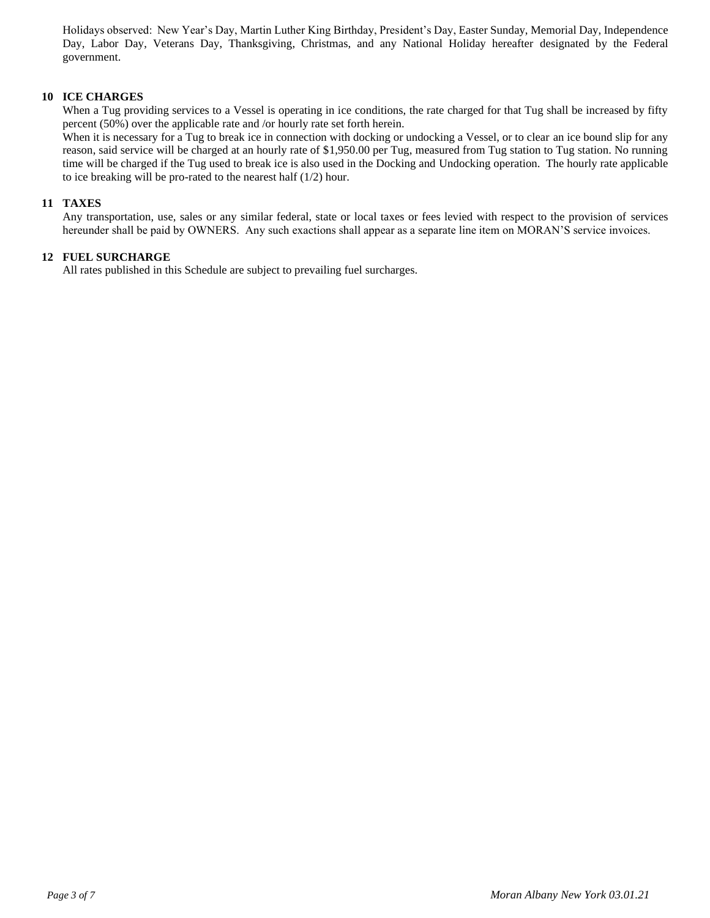Holidays observed: New Year's Day, Martin Luther King Birthday, President's Day, Easter Sunday, Memorial Day, Independence Day, Labor Day, Veterans Day, Thanksgiving, Christmas, and any National Holiday hereafter designated by the Federal government.

## 10 ICE CHARGES

When a Tug providing services to a Vessel is operating in ice conditions, the rate charged for that Tug shall be increased by fifty percent (50%) over the applicable rate and /or hourly rate set forth herein.

When it is necessary for a Tug to break ice in connection with docking or undocking a Vessel, or to clear an ice bound slip for any reason, said service will be charged at an hourly rate of $1,950.00 per Tug, measured from Tug station to Tug station. No running time will be charged if the Tug used to break ice is also used in the Docking and Undocking operation. The hourly rate applicable to ice breaking will be pro-rated to the nearest half (1/2) hour.

## 11 TAXES

Any transportation, use, sales or any similar federal, state or local taxes or fees levied with respect to the provision of services hereunder shall be paid by OWNERS. Any such exactions shall appear as a separate line item on MORAN'S service invoices.

## 12 FUEL SURCHARGE

All rates published in this Schedule are subject to prevailing fuel surcharges.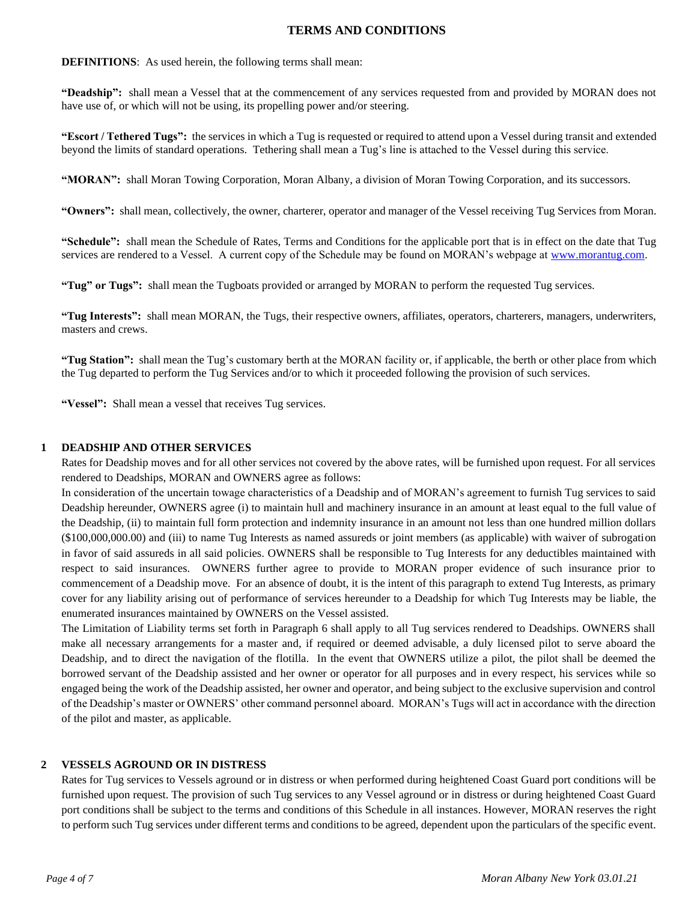# TERMS AND CONDITIONS

**DEFINITIONS**: As used herein, the following terms shall mean:

**"Deadship":** shall mean a Vessel that at the commencement of any services requested from and provided by MORAN does not have use of, or which will not be using, its propelling power and/or steering.

**"Escort / Tethered Tugs":** the services in which a Tug is requested or required to attend upon a Vessel during transit and extended beyond the limits of standard operations. Tethering shall mean a Tug's line is attached to the Vessel during this service.

**"MORAN":** shall Moran Towing Corporation, Moran Albany, a division of Moran Towing Corporation, and its successors.

**"Owners":** shall mean, collectively, the owner, charterer, operator and manager of the Vessel receiving Tug Services from Moran.

**"Schedule":** shall mean the Schedule of Rates, Terms and Conditions for the applicable port that is in effect on the date that Tug services are rendered to a Vessel. A current copy of the Schedule may be found on MORAN's webpage at www.morantug.com.

**"Tug" or Tugs":** shall mean the Tugboats provided or arranged by MORAN to perform the requested Tug services.

**"Tug Interests":** shall mean MORAN, the Tugs, their respective owners, affiliates, operators, charterers, managers, underwriters, masters and crews.

**"Tug Station":** shall mean the Tug's customary berth at the MORAN facility or, if applicable, the berth or other place from which the Tug departed to perform the Tug Services and/or to which it proceeded following the provision of such services.

**"Vessel":** Shall mean a vessel that receives Tug services.

## 1 DEADSHIP AND OTHER SERVICES

Rates for Deadship moves and for all other services not covered by the above rates, will be furnished upon request. For all services rendered to Deadships, MORAN and OWNERS agree as follows:

In consideration of the uncertain towage characteristics of a Deadship and of MORAN's agreement to furnish Tug services to said Deadship hereunder, OWNERS agree (i) to maintain hull and machinery insurance in an amount at least equal to the full value of the Deadship, (ii) to maintain full form protection and indemnity insurance in an amount not less than one hundred million dollars ($100,000,000.00) and (iii) to name Tug Interests as named assureds or joint members (as applicable) with waiver of subrogation in favor of said assureds in all said policies. OWNERS shall be responsible to Tug Interests for any deductibles maintained with respect to said insurances. OWNERS further agree to provide to MORAN proper evidence of such insurance prior to commencement of a Deadship move. For an absence of doubt, it is the intent of this paragraph to extend Tug Interests, as primary cover for any liability arising out of performance of services hereunder to a Deadship for which Tug Interests may be liable, the enumerated insurances maintained by OWNERS on the Vessel assisted.

The Limitation of Liability terms set forth in Paragraph 6 shall apply to all Tug services rendered to Deadships. OWNERS shall make all necessary arrangements for a master and, if required or deemed advisable, a duly licensed pilot to serve aboard the Deadship, and to direct the navigation of the flotilla. In the event that OWNERS utilize a pilot, the pilot shall be deemed the borrowed servant of the Deadship assisted and her owner or operator for all purposes and in every respect, his services while so engaged being the work of the Deadship assisted, her owner and operator, and being subject to the exclusive supervision and control of the Deadship's master or OWNERS' other command personnel aboard. MORAN's Tugs will act in accordance with the direction of the pilot and master, as applicable.

## 2 VESSELS AGROUND OR IN DISTRESS

Rates for Tug services to Vessels aground or in distress or when performed during heightened Coast Guard port conditions will be furnished upon request. The provision of such Tug services to any Vessel aground or in distress or during heightened Coast Guard port conditions shall be subject to the terms and conditions of this Schedule in all instances. However, MORAN reserves the right to perform such Tug services under different terms and conditions to be agreed, dependent upon the particulars of the specific event.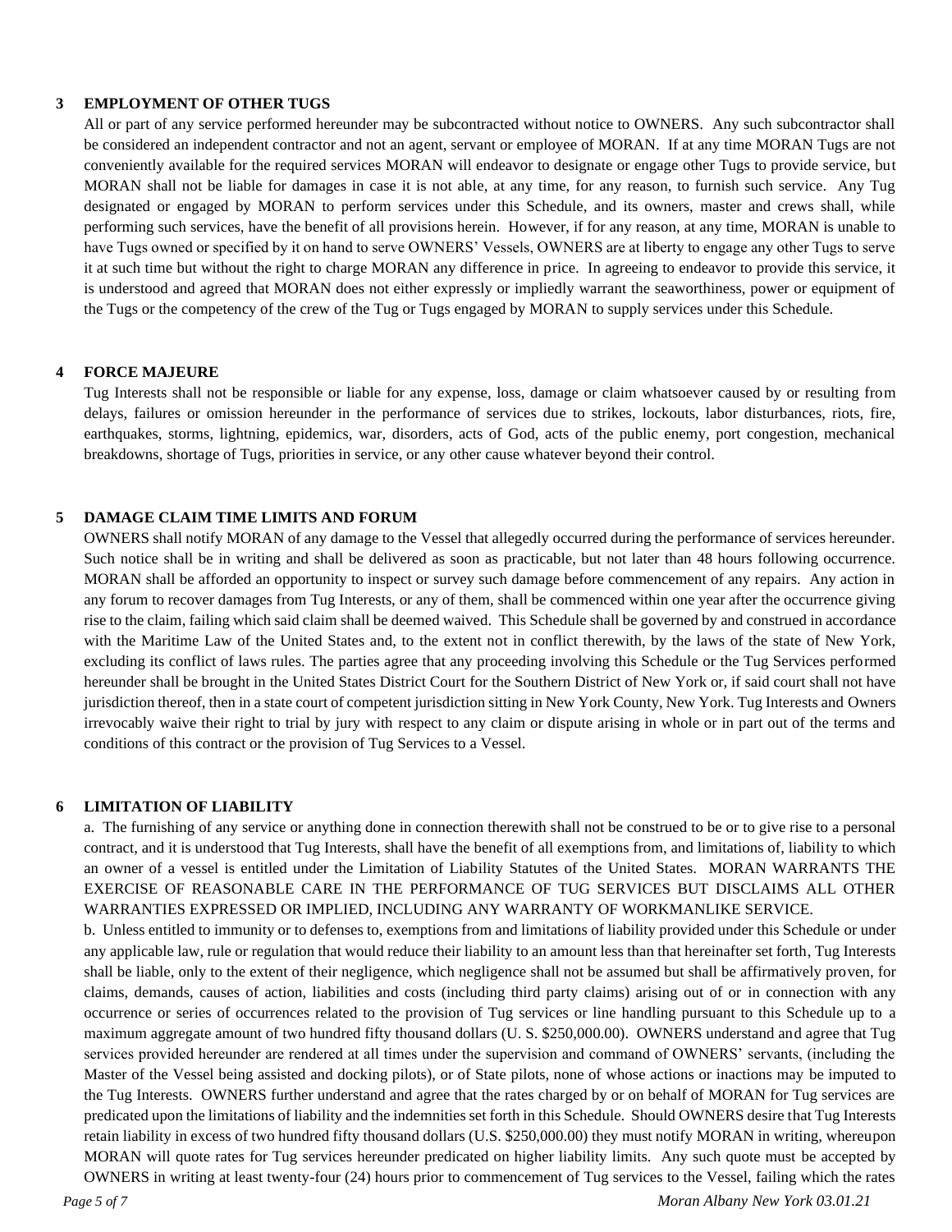## 3 EMPLOYMENT OF OTHER TUGS

All or part of any service performed hereunder may be subcontracted without notice to OWNERS. Any such subcontractor shall be considered an independent contractor and not an agent, servant or employee of MORAN. If at any time MORAN Tugs are not conveniently available for the required services MORAN will endeavor to designate or engage other Tugs to provide service, but MORAN shall not be liable for damages in case it is not able, at any time, for any reason, to furnish such service. Any Tug designated or engaged by MORAN to perform services under this Schedule, and its owners, master and crews shall, while performing such services, have the benefit of all provisions herein. However, if for any reason, at any time, MORAN is unable to have Tugs owned or specified by it on hand to serve OWNERS' Vessels, OWNERS are at liberty to engage any other Tugs to serve it at such time but without the right to charge MORAN any difference in price. In agreeing to endeavor to provide this service, it is understood and agreed that MORAN does not either expressly or impliedly warrant the seaworthiness, power or equipment of the Tugs or the competency of the crew of the Tug or Tugs engaged by MORAN to supply services under this Schedule.

## 4 FORCE MAJEURE

Tug Interests shall not be responsible or liable for any expense, loss, damage or claim whatsoever caused by or resulting from delays, failures or omission hereunder in the performance of services due to strikes, lockouts, labor disturbances, riots, fire, earthquakes, storms, lightning, epidemics, war, disorders, acts of God, acts of the public enemy, port congestion, mechanical breakdowns, shortage of Tugs, priorities in service, or any other cause whatever beyond their control.

## 5 DAMAGE CLAIM TIME LIMITS AND FORUM

OWNERS shall notify MORAN of any damage to the Vessel that allegedly occurred during the performance of services hereunder. Such notice shall be in writing and shall be delivered as soon as practicable, but not later than 48 hours following occurrence. MORAN shall be afforded an opportunity to inspect or survey such damage before commencement of any repairs. Any action in any forum to recover damages from Tug Interests, or any of them, shall be commenced within one year after the occurrence giving rise to the claim, failing which said claim shall be deemed waived. This Schedule shall be governed by and construed in accordance with the Maritime Law of the United States and, to the extent not in conflict therewith, by the laws of the state of New York, excluding its conflict of laws rules. The parties agree that any proceeding involving this Schedule or the Tug Services performed hereunder shall be brought in the United States District Court for the Southern District of New York or, if said court shall not have jurisdiction thereof, then in a state court of competent jurisdiction sitting in New York County, New York. Tug Interests and Owners irrevocably waive their right to trial by jury with respect to any claim or dispute arising in whole or in part out of the terms and conditions of this contract or the provision of Tug Services to a Vessel.

## 6 LIMITATION OF LIABILITY

a. The furnishing of any service or anything done in connection therewith shall not be construed to be or to give rise to a personal contract, and it is understood that Tug Interests, shall have the benefit of all exemptions from, and limitations of, liability to which an owner of a vessel is entitled under the Limitation of Liability Statutes of the United States. MORAN WARRANTS THE EXERCISE OF REASONABLE CARE IN THE PERFORMANCE OF TUG SERVICES BUT DISCLAIMS ALL OTHER WARRANTIES EXPRESSED OR IMPLIED, INCLUDING ANY WARRANTY OF WORKMANLIKE SERVICE.

b. Unless entitled to immunity or to defenses to, exemptions from and limitations of liability provided under this Schedule or under any applicable law, rule or regulation that would reduce their liability to an amount less than that hereinafter set forth, Tug Interests shall be liable, only to the extent of their negligence, which negligence shall not be assumed but shall be affirmatively proven, for claims, demands, causes of action, liabilities and costs (including third party claims) arising out of or in connection with any occurrence or series of occurrences related to the provision of Tug services or line handling pursuant to this Schedule up to a maximum aggregate amount of two hundred fifty thousand dollars (U. S. $250,000.00). OWNERS understand and agree that Tug services provided hereunder are rendered at all times under the supervision and command of OWNERS' servants, (including the Master of the Vessel being assisted and docking pilots), or of State pilots, none of whose actions or inactions may be imputed to the Tug Interests. OWNERS further understand and agree that the rates charged by or on behalf of MORAN for Tug services are predicated upon the limitations of liability and the indemnities set forth in this Schedule. Should OWNERS desire that Tug Interests retain liability in excess of two hundred fifty thousand dollars (U.S. $250,000.00) they must notify MORAN in writing, whereupon MORAN will quote rates for Tug services hereunder predicated on higher liability limits. Any such quote must be accepted by OWNERS in writing at least twenty-four (24) hours prior to commencement of Tug services to the Vessel, failing which the rates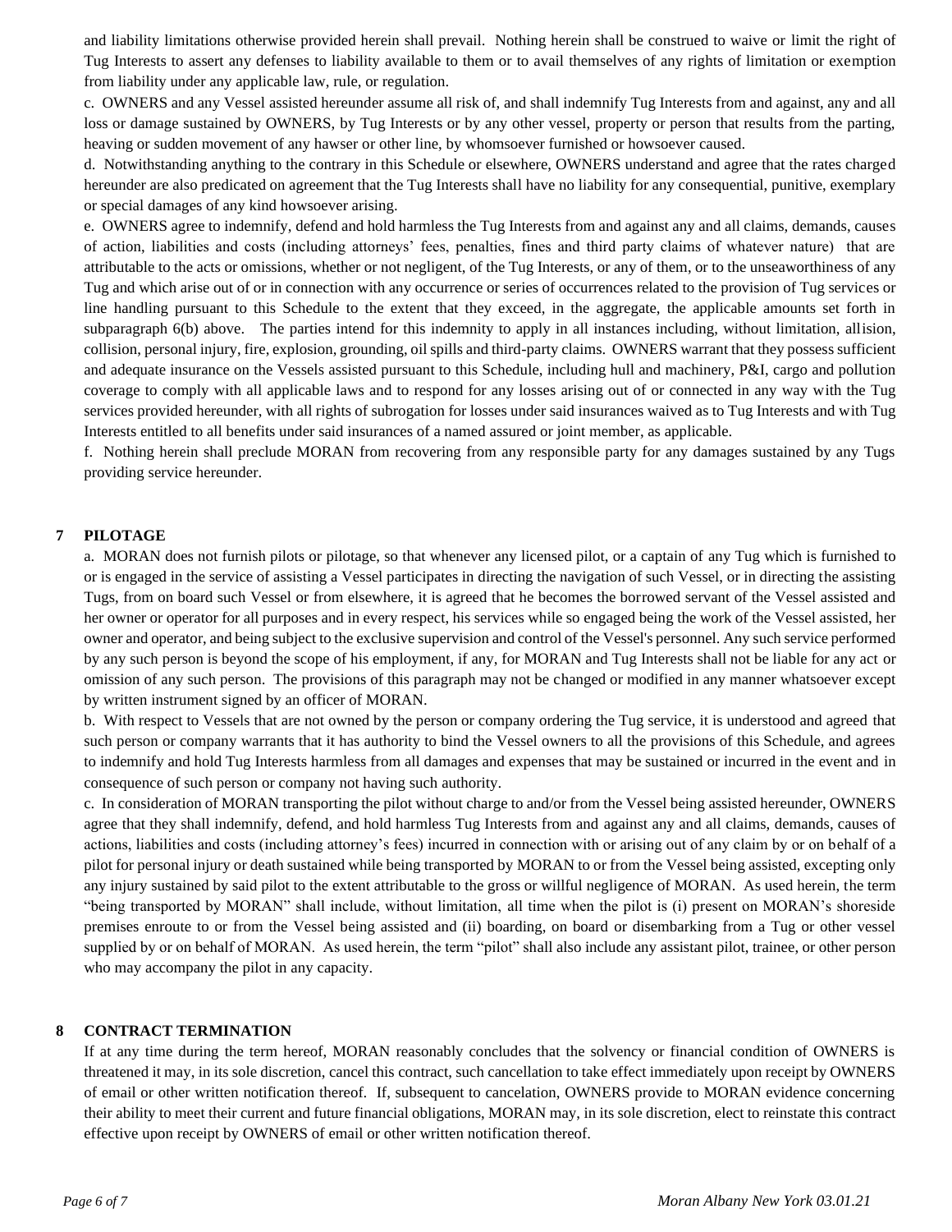and liability limitations otherwise provided herein shall prevail. Nothing herein shall be construed to waive or limit the right of Tug Interests to assert any defenses to liability available to them or to avail themselves of any rights of limitation or exemption from liability under any applicable law, rule, or regulation.

c. OWNERS and any Vessel assisted hereunder assume all risk of, and shall indemnify Tug Interests from and against, any and all loss or damage sustained by OWNERS, by Tug Interests or by any other vessel, property or person that results from the parting, heaving or sudden movement of any hawser or other line, by whomsoever furnished or howsoever caused.

d. Notwithstanding anything to the contrary in this Schedule or elsewhere, OWNERS understand and agree that the rates charged hereunder are also predicated on agreement that the Tug Interests shall have no liability for any consequential, punitive, exemplary or special damages of any kind howsoever arising.

e. OWNERS agree to indemnify, defend and hold harmless the Tug Interests from and against any and all claims, demands, causes of action, liabilities and costs (including attorneys' fees, penalties, fines and third party claims of whatever nature) that are attributable to the acts or omissions, whether or not negligent, of the Tug Interests, or any of them, or to the unseaworthiness of any Tug and which arise out of or in connection with any occurrence or series of occurrences related to the provision of Tug services or line handling pursuant to this Schedule to the extent that they exceed, in the aggregate, the applicable amounts set forth in subparagraph 6(b) above. The parties intend for this indemnity to apply in all instances including, without limitation, allision, collision, personal injury, fire, explosion, grounding, oil spills and third-party claims. OWNERS warrant that they possess sufficient and adequate insurance on the Vessels assisted pursuant to this Schedule, including hull and machinery, P&I, cargo and pollution coverage to comply with all applicable laws and to respond for any losses arising out of or connected in any way with the Tug services provided hereunder, with all rights of subrogation for losses under said insurances waived as to Tug Interests and with Tug Interests entitled to all benefits under said insurances of a named assured or joint member, as applicable.

f. Nothing herein shall preclude MORAN from recovering from any responsible party for any damages sustained by any Tugs providing service hereunder.

## 7 PILOTAGE

a. MORAN does not furnish pilots or pilotage, so that whenever any licensed pilot, or a captain of any Tug which is furnished to or is engaged in the service of assisting a Vessel participates in directing the navigation of such Vessel, or in directing the assisting Tugs, from on board such Vessel or from elsewhere, it is agreed that he becomes the borrowed servant of the Vessel assisted and her owner or operator for all purposes and in every respect, his services while so engaged being the work of the Vessel assisted, her owner and operator, and being subject to the exclusive supervision and control of the Vessel's personnel. Any such service performed by any such person is beyond the scope of his employment, if any, for MORAN and Tug Interests shall not be liable for any act or omission of any such person. The provisions of this paragraph may not be changed or modified in any manner whatsoever except by written instrument signed by an officer of MORAN.

b. With respect to Vessels that are not owned by the person or company ordering the Tug service, it is understood and agreed that such person or company warrants that it has authority to bind the Vessel owners to all the provisions of this Schedule, and agrees to indemnify and hold Tug Interests harmless from all damages and expenses that may be sustained or incurred in the event and in consequence of such person or company not having such authority.

c. In consideration of MORAN transporting the pilot without charge to and/or from the Vessel being assisted hereunder, OWNERS agree that they shall indemnify, defend, and hold harmless Tug Interests from and against any and all claims, demands, causes of actions, liabilities and costs (including attorney's fees) incurred in connection with or arising out of any claim by or on behalf of a pilot for personal injury or death sustained while being transported by MORAN to or from the Vessel being assisted, excepting only any injury sustained by said pilot to the extent attributable to the gross or willful negligence of MORAN. As used herein, the term "being transported by MORAN" shall include, without limitation, all time when the pilot is (i) present on MORAN's shoreside premises enroute to or from the Vessel being assisted and (ii) boarding, on board or disembarking from a Tug or other vessel supplied by or on behalf of MORAN. As used herein, the term "pilot" shall also include any assistant pilot, trainee, or other person who may accompany the pilot in any capacity.

## 8 CONTRACT TERMINATION

If at any time during the term hereof, MORAN reasonably concludes that the solvency or financial condition of OWNERS is threatened it may, in its sole discretion, cancel this contract, such cancellation to take effect immediately upon receipt by OWNERS of email or other written notification thereof. If, subsequent to cancelation, OWNERS provide to MORAN evidence concerning their ability to meet their current and future financial obligations, MORAN may, in its sole discretion, elect to reinstate this contract effective upon receipt by OWNERS of email or other written notification thereof.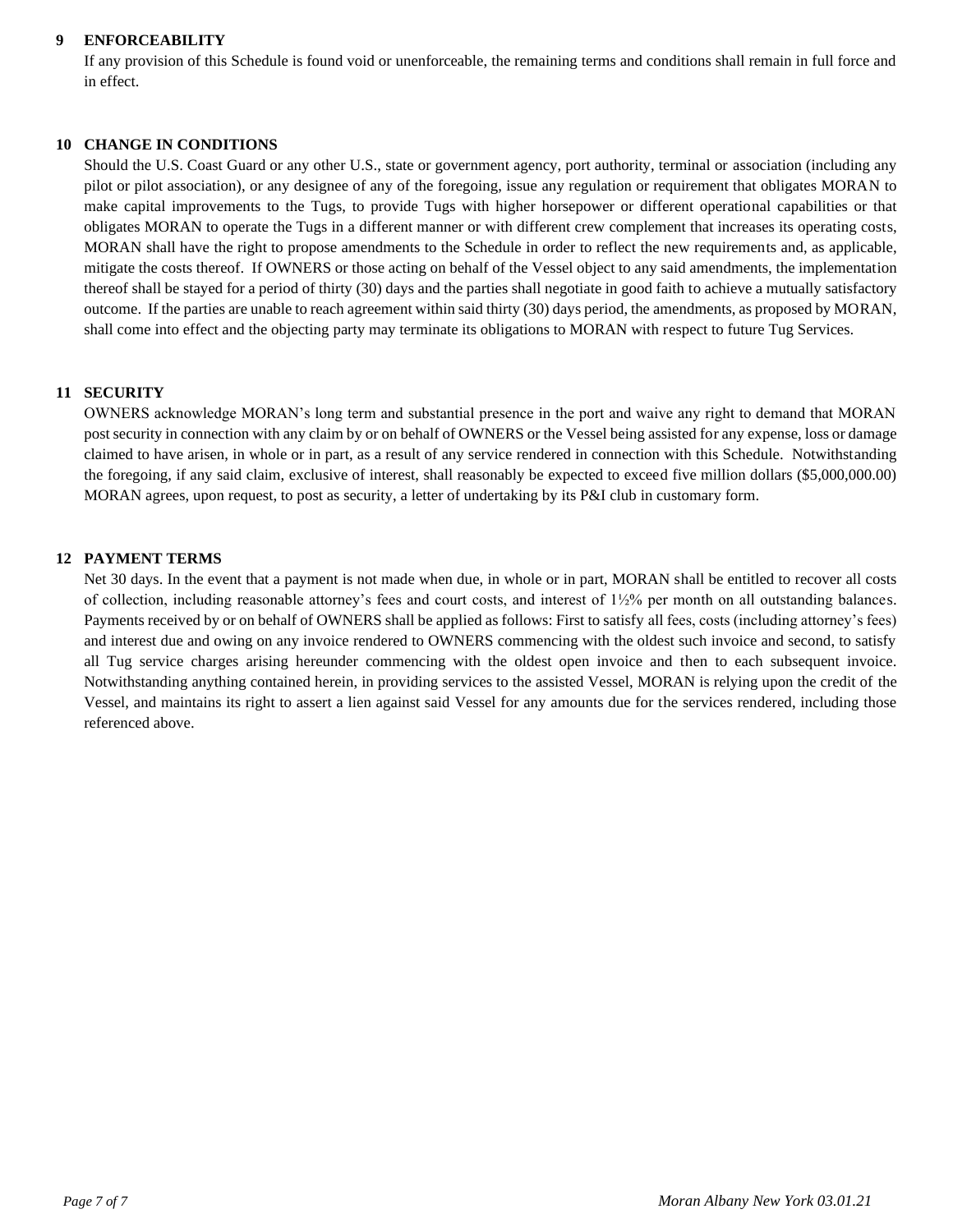## 9 ENFORCEABILITY

If any provision of this Schedule is found void or unenforceable, the remaining terms and conditions shall remain in full force and in effect.

## 10 CHANGE IN CONDITIONS

Should the U.S. Coast Guard or any other U.S., state or government agency, port authority, terminal or association (including any pilot or pilot association), or any designee of any of the foregoing, issue any regulation or requirement that obligates MORAN to make capital improvements to the Tugs, to provide Tugs with higher horsepower or different operational capabilities or that obligates MORAN to operate the Tugs in a different manner or with different crew complement that increases its operating costs, MORAN shall have the right to propose amendments to the Schedule in order to reflect the new requirements and, as applicable, mitigate the costs thereof. If OWNERS or those acting on behalf of the Vessel object to any said amendments, the implementation thereof shall be stayed for a period of thirty (30) days and the parties shall negotiate in good faith to achieve a mutually satisfactory outcome. If the parties are unable to reach agreement within said thirty (30) days period, the amendments, as proposed by MORAN, shall come into effect and the objecting party may terminate its obligations to MORAN with respect to future Tug Services.

## 11 SECURITY

OWNERS acknowledge MORAN's long term and substantial presence in the port and waive any right to demand that MORAN post security in connection with any claim by or on behalf of OWNERS or the Vessel being assisted for any expense, loss or damage claimed to have arisen, in whole or in part, as a result of any service rendered in connection with this Schedule. Notwithstanding the foregoing, if any said claim, exclusive of interest, shall reasonably be expected to exceed five million dollars ($5,000,000.00) MORAN agrees, upon request, to post as security, a letter of undertaking by its P&I club in customary form.

## 12 PAYMENT TERMS

Net 30 days. In the event that a payment is not made when due, in whole or in part, MORAN shall be entitled to recover all costs of collection, including reasonable attorney's fees and court costs, and interest of 1½% per month on all outstanding balances. Payments received by or on behalf of OWNERS shall be applied as follows: First to satisfy all fees, costs (including attorney's fees) and interest due and owing on any invoice rendered to OWNERS commencing with the oldest such invoice and second, to satisfy all Tug service charges arising hereunder commencing with the oldest open invoice and then to each subsequent invoice. Notwithstanding anything contained herein, in providing services to the assisted Vessel, MORAN is relying upon the credit of the Vessel, and maintains its right to assert a lien against said Vessel for any amounts due for the services rendered, including those referenced above.